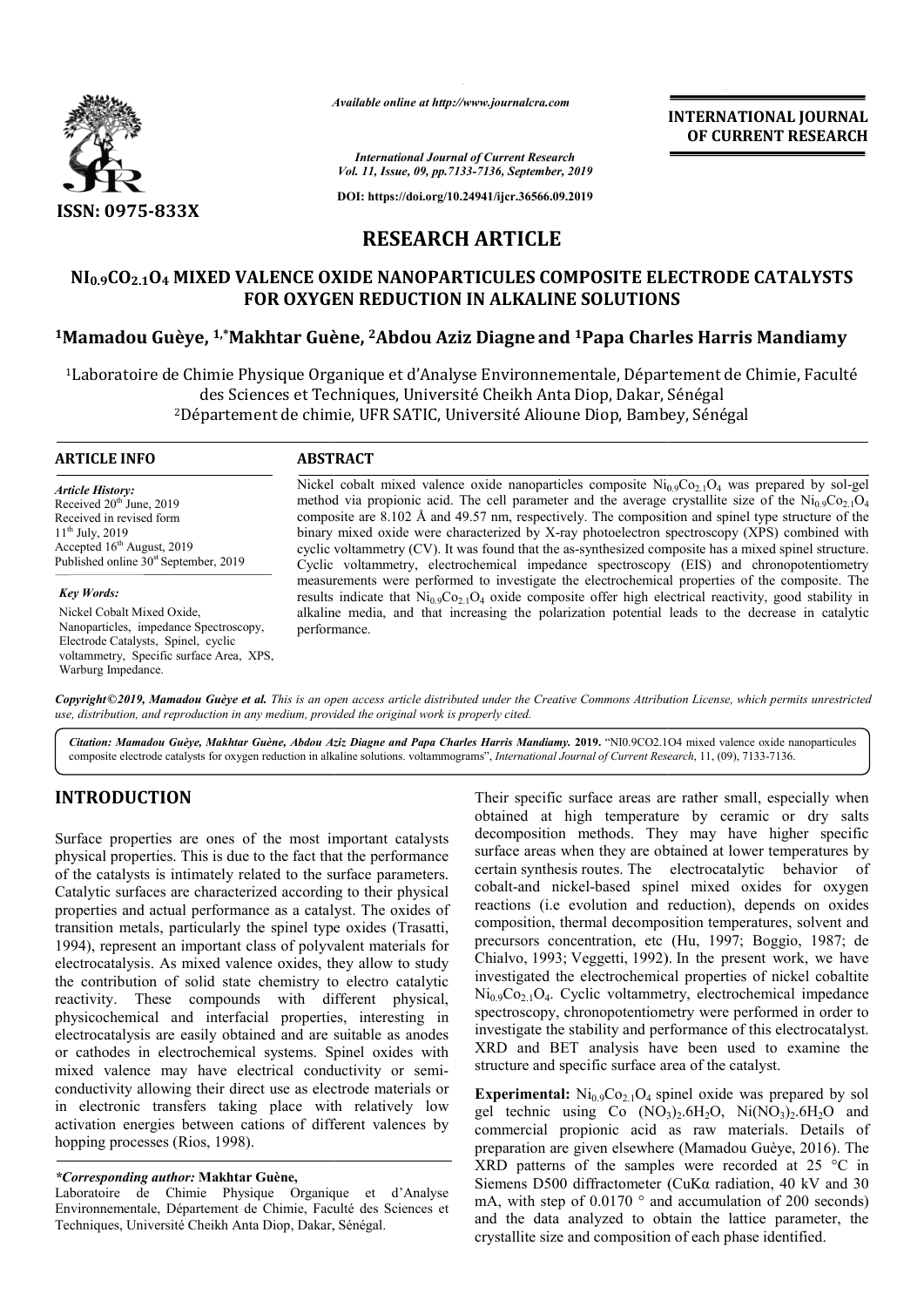# RESEARCH ARTICLE

## $NI_{0.9}CO_{2.1}O_4$ MIXED VALENCE OXIDE NANOPARTICULES COMPOSITE ELECTRODE CATALYSTS FOR OXYGEN REDUCTION IN ALKALINE SOLUTIONS

[1]Mamadou Guèye, [1,*]Makhtar Guène, [2]Abdou Aziz Diagne and [1]Papa Charles Harris Mandiamy

[1]Laboratoire de Chimie Physique Organique et d'Analyse Environnementale, Département de Chimie, Faculté des Sciences et Techniques, Université Cheikh Anta Diop, Dakar, Sénégal

[2]Département de chimie, UFR SATIC, Université Alioune Diop, Bambey, Sénégal

### ARTICLE INFO

*Article History:*

Received 20th June, 2019

Received in revised form 11th July, 2019

Accepted 16th August, 2019

Published online 30st September, 2019

*Key Words:*

Nickel Cobalt Mixed Oxide, Nanoparticles, impedance Spectroscopy, Electrode Catalysts, Spinel, cyclic voltammetry, Specific surface Area, XPS, Warburg Impedance.

### ABSTRACT

Nickel cobalt mixed valence oxide nanoparticles composite $Ni_{0.9}Co_{2.1}O_4$ was prepared by sol-gel method via propionic acid. The cell parameter and the average crystallite size of the $Ni_{0.9}Co_{2.1}O_4$ composite are 8.102 Å and 49.57 nm, respectively. The composition and spinel type structure of the binary mixed oxide were characterized by X-ray photoelectron spectroscopy (XPS) combined with cyclic voltammetry (CV). It was found that the as-synthesized composite has a mixed spinel structure. Cyclic voltammetry, electrochemical impedance spectroscopy (EIS) and chronopotentiometry measurements were performed to investigate the electrochemical properties of the composite. The results indicate that $Ni_{0.9}Co_{2.1}O_4$ oxide composite offer high electrical reactivity, good stability in alkaline media, and that increasing the polarization potential leads to the decrease in catalytic performance.

*Copyright©2019, Mamadou Guèye et al. This is an open access article distributed under the Creative Commons Attribution License, which permits unrestricted use, distribution, and reproduction in any medium, provided the original work is properly cited.*

*Citation: Mamadou Guèye, Makhtar Guène, Abdou Aziz Diagne and Papa Charles Harris Mandiamy.* **2019.** "NI0.9CO2.1O4 mixed valence oxide nanoparticules composite electrode catalysts for oxygen reduction in alkaline solutions. voltammograms", *International Journal of Current Research*, 11, (09), 7133-7136.

## INTRODUCTION

Surface properties are ones of the most important catalysts physical properties. This is due to the fact that the performance of the catalysts is intimately related to the surface parameters. Catalytic surfaces are characterized according to their physical properties and actual performance as a catalyst. The oxides of transition metals, particularly the spinel type oxides (Trasatti, 1994), represent an important class of polyvalent materials for electrocatalysis. As mixed valence oxides, they allow to study the contribution of solid state chemistry to electro catalytic reactivity. These compounds with different physical, physicochemical and interfacial properties, interesting in electrocatalysis are easily obtained and are suitable as anodes or cathodes in electrochemical systems. Spinel oxides with mixed valence may have electrical conductivity or semi-conductivity allowing their direct use as electrode materials or in electronic transfers taking place with relatively low activation energies between cations of different valences by hopping processes (Rios, 1998).

Their specific surface areas are rather small, especially when obtained at high temperature by ceramic or dry salts decomposition methods. They may have higher specific surface areas when they are obtained at lower temperatures by certain synthesis routes. The electrocatalytic behavior of cobalt-and nickel-based spinel mixed oxides for oxygen reactions (i.e evolution and reduction), depends on oxides composition, thermal decomposition temperatures, solvent and precursors concentration, etc (Hu, 1997; Boggio, 1987; de Chialvo, 1993; Veggetti, 1992). In the present work, we have investigated the electrochemical properties of nickel cobaltite $Ni_{0.9}Co_{2.1}O_4$. Cyclic voltammetry, electrochemical impedance spectroscopy, chronopotentiometry were performed in order to investigate the stability and performance of this electrocatalyst. XRD and BET analysis have been used to examine the structure and specific surface area of the catalyst.

**Experimental:** $Ni_{0.9}Co_{2.1}O_4$ spinel oxide was prepared by sol gel technic using Co $(NO_3)_2.6H_2O$, $Ni(NO_3)_2.6H_2O$ and commercial propionic acid as raw materials. Details of preparation are given elsewhere (Mamadou Guèye, 2016). The XRD patterns of the samples were recorded at 25 °C in Siemens D500 diffractometer (CuKα radiation, 40 kV and 30 mA, with step of 0.0170 ° and accumulation of 200 seconds) and the data analyzed to obtain the lattice parameter, the crystallite size and composition of each phase identified.

*\*Corresponding author:* **Makhtar Guène,**

Laboratoire de Chimie Physique Organique et d'Analyse Environnementale, Département de Chimie, Faculté des Sciences et Techniques, Université Cheikh Anta Diop, Dakar, Sénégal.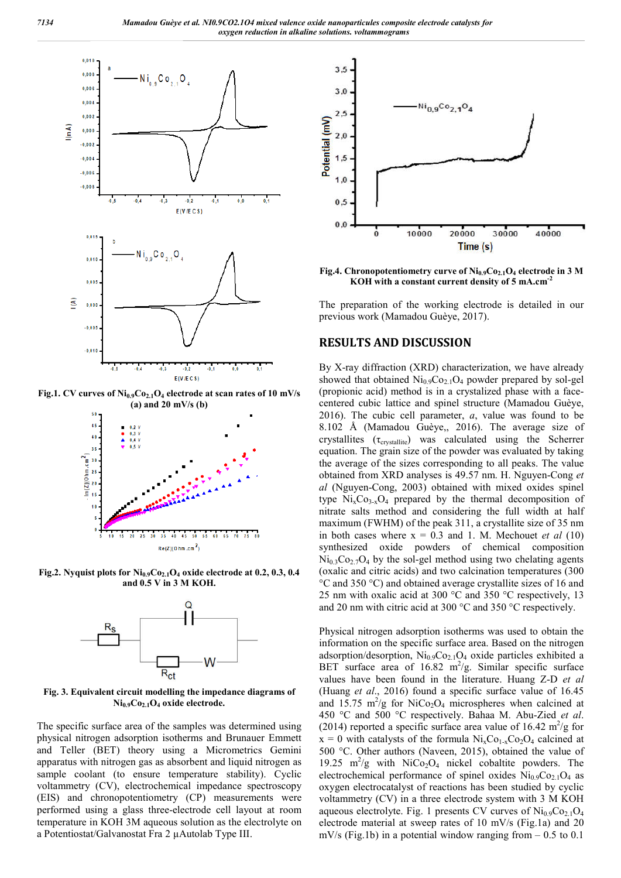Fig.1. CV curves of $Ni_{0.9}Co_{2.1}O_4$ electrode at scan rates of 10 mV/s (a) and 20 mV/s (b)

Fig.2. Nyquist plots for $Ni_{0.9}Co_{2.1}O_4$ oxide electrode at 0.2, 0.3, 0.4 and 0.5 V in 3 M KOH.

Fig. 3. Equivalent circuit modelling the impedance diagrams of $Ni_{0.9}Co_{2.1}O_4$ oxide electrode.

The specific surface area of the samples was determined using physical nitrogen adsorption isotherms and Brunauer Emmett and Teller (BET) theory using a Micrometrics Gemini apparatus with nitrogen gas as absorbent and liquid nitrogen as sample coolant (to ensure temperature stability). Cyclic voltammetry (CV), electrochemical impedance spectroscopy (EIS) and chronopotentiometry (CP) measurements were performed using a glass three-electrode cell layout at room temperature in KOH 3M aqueous solution as the electrolyte on a Potentiostat/Galvanostat Fra 2 µAutolab Type III.

Fig.4. Chronopotentiometry curve of $Ni_{0.9}Co_{2.1}O_4$ electrode in 3 M KOH with a constant current density of 5 $mA.cm^{-2}$

The preparation of the working electrode is detailed in our previous work (Mamadou Guèye, 2017).

## RESULTS AND DISCUSSION

By X-ray diffraction (XRD) characterization, we have already showed that obtained $Ni_{0.9}Co_{2.1}O_4$ powder prepared by sol-gel (propionic acid) method is in a crystalized phase with a face-centered cubic lattice and spinel structure (Mamadou Guèye, 2016). The cubic cell parameter, *a*, value was found to be 8.102 Å (Mamadou Guèye,, 2016). The average size of crystallites ($\tau_{crystallite}$) was calculated using the Scherrer equation. The grain size of the powder was evaluated by taking the average of the sizes corresponding to all peaks. The value obtained from XRD analyses is 49.57 nm. H. Nguyen-Cong *et al* (Nguyen-Cong, 2003) obtained with mixed oxides spinel type $Ni_xCo_{3-x}O_4$ prepared by the thermal decomposition of nitrate salts method and considering the full width at half maximum (FWHM) of the peak 311, a crystallite size of 35 nm in both cases where x = 0.3 and 1. M. Mechouet *et al* (10) synthesized oxide powders of chemical composition $Ni_{0.3}Co_{2.7}O_4$ by the sol-gel method using two chelating agents (oxalic and citric acids) and two calcination temperatures (300 °C and 350 °C) and obtained average crystallite sizes of 16 and 25 nm with oxalic acid at 300 °C and 350 °C respectively, 13 and 20 nm with citric acid at 300 °C and 350 °C respectively.

Physical nitrogen adsorption isotherms was used to obtain the information on the specific surface area. Based on the nitrogen adsorption/desorption, $Ni_{0.9}Co_{2.1}O_4$ oxide particles exhibited a BET surface area of 16.82 $m^2$/g. Similar specific surface values have been found in the literature. Huang Z-D *et al* (Huang *et al.*, 2016) found a specific surface value of 16.45 and 15.75 $m^2$/g for $NiCo_2O_4$ microspheres when calcined at 450 °C and 500 °C respectively. Bahaa M. Abu-Zied *et al.* (2014) reported a specific surface area value of 16.42 $m^2$/g for x = 0 with catalysts of the formula $Ni_xCo_{1-x}Co_2O_4$ calcined at 500 °C. Other authors (Naveen, 2015), obtained the value of 19.25 $m^2$/g with $NiCo_2O_4$ nickel cobaltite powders. The electrochemical performance of spinel oxides $Ni_{0.9}Co_{2.1}O_4$ as oxygen electrocatalyst of reactions has been studied by cyclic voltammetry (CV) in a three electrode system with 3 M KOH aqueous electrolyte. Fig. 1 presents CV curves of $Ni_{0.9}Co_{2.1}O_4$ electrode material at sweep rates of 10 mV/s (Fig.1a) and 20 mV/s (Fig.1b) in a potential window ranging from – 0.5 to 0.1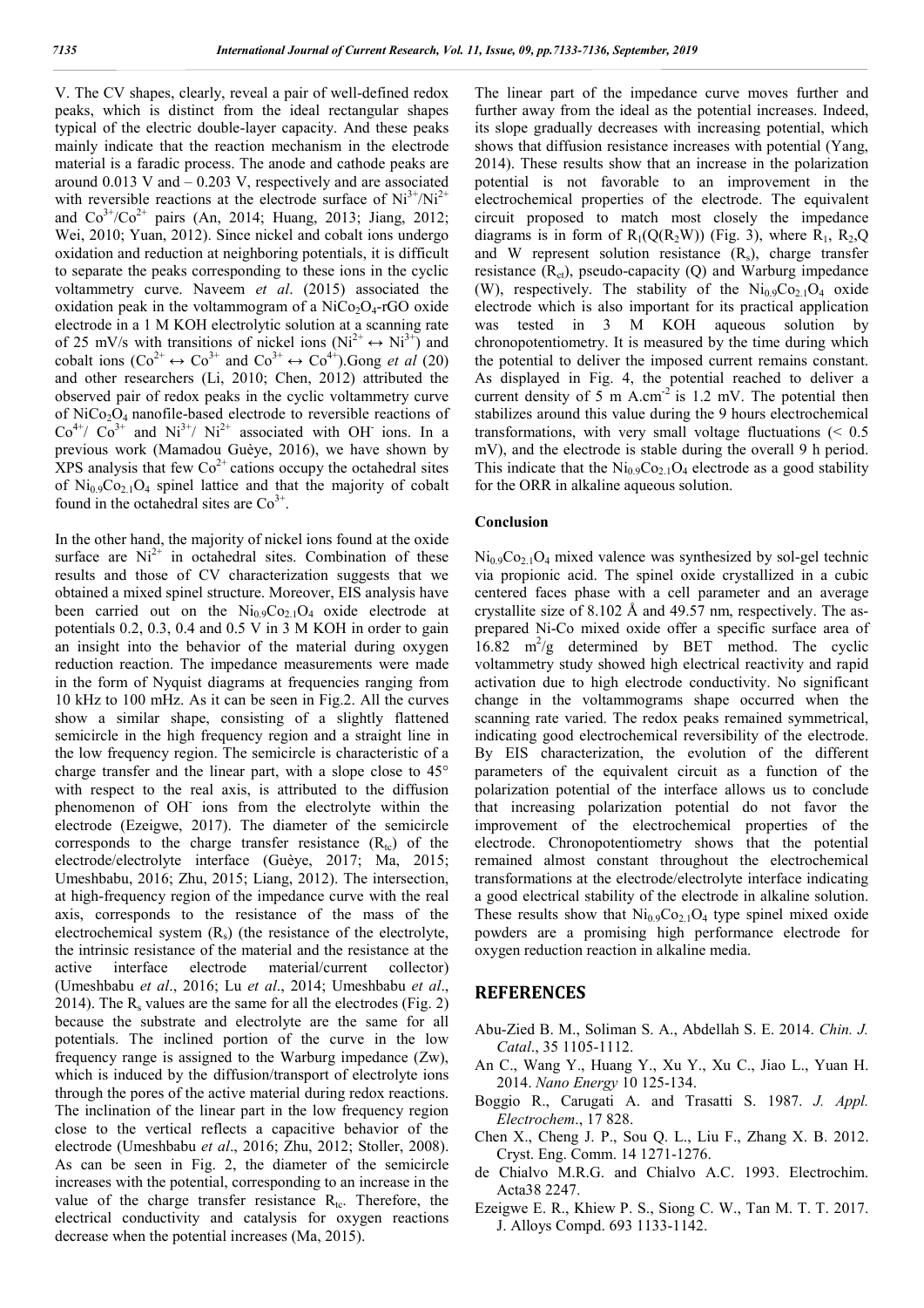V. The CV shapes, clearly, reveal a pair of well-defined redox peaks, which is distinct from the ideal rectangular shapes typical of the electric double-layer capacity. And these peaks mainly indicate that the reaction mechanism in the electrode material is a faradic process. The anode and cathode peaks are around 0.013 V and – 0.203 V, respectively and are associated with reversible reactions at the electrode surface of $Ni^{3+}/Ni^{2+}$ and $Co^{3+}/Co^{2+}$ pairs (An, 2014; Huang, 2013; Jiang, 2012; Wei, 2010; Yuan, 2012). Since nickel and cobalt ions undergo oxidation and reduction at neighboring potentials, it is difficult to separate the peaks corresponding to these ions in the cyclic voltammetry curve. Naveem *et al*. (2015) associated the oxidation peak in the voltammogram of a $NiCo_2O_4$-rGO oxide electrode in a 1 M KOH electrolytic solution at a scanning rate of 25 mV/s with transitions of nickel ions ($Ni^{2+} \leftrightarrow Ni^{3+}$) and cobalt ions ($Co^{2+} \leftrightarrow Co^{3+}$ and $Co^{3+} \leftrightarrow Co^{4+}$).Gong *et al* (20) and other researchers (Li, 2010; Chen, 2012) attributed the observed pair of redox peaks in the cyclic voltammetry curve of $NiCo_2O_4$ nanofile-based electrode to reversible reactions of $Co^{4+}$/ $Co^{3+}$ and $Ni^{3+}$/ $Ni^{2+}$ associated with $OH^-$ ions. In a previous work (Mamadou Guèye, 2016), we have shown by XPS analysis that few $Co^{2+}$ cations occupy the octahedral sites of $Ni_{0.9}Co_{2.1}O_4$ spinel lattice and that the majority of cobalt found in the octahedral sites are $Co^{3+}$.

In the other hand, the majority of nickel ions found at the oxide surface are $Ni^{2+}$ in octahedral sites. Combination of these results and those of CV characterization suggests that we obtained a mixed spinel structure. Moreover, EIS analysis have been carried out on the $Ni_{0.9}Co_{2.1}O_4$ oxide electrode at potentials 0.2, 0.3, 0.4 and 0.5 V in 3 M KOH in order to gain an insight into the behavior of the material during oxygen reduction reaction. The impedance measurements were made in the form of Nyquist diagrams at frequencies ranging from 10 kHz to 100 mHz. As it can be seen in Fig.2. All the curves show a similar shape, consisting of a slightly flattened semicircle in the high frequency region and a straight line in the low frequency region. The semicircle is characteristic of a charge transfer and the linear part, with a slope close to 45° with respect to the real axis, is attributed to the diffusion phenomenon of $OH^-$ ions from the electrolyte within the electrode (Ezeigwe, 2017). The diameter of the semicircle corresponds to the charge transfer resistance ($R_{tc}$) of the electrode/electrolyte interface (Guèye, 2017; Ma, 2015; Umeshbabu, 2016; Zhu, 2015; Liang, 2012). The intersection, at high-frequency region of the impedance curve with the real axis, corresponds to the resistance of the mass of the electrochemical system ($R_s$) (the resistance of the electrolyte, the intrinsic resistance of the material and the resistance at the active interface electrode material/current collector) (Umeshbabu *et al*., 2016; Lu *et al*., 2014; Umeshbabu *et al*., 2014). The $R_s$ values are the same for all the electrodes (Fig. 2) because the substrate and electrolyte are the same for all potentials. The inclined portion of the curve in the low frequency range is assigned to the Warburg impedance (Zw), which is induced by the diffusion/transport of electrolyte ions through the pores of the active material during redox reactions. The inclination of the linear part in the low frequency region close to the vertical reflects a capacitive behavior of the electrode (Umeshbabu *et al*., 2016; Zhu, 2012; Stoller, 2008). As can be seen in Fig. 2, the diameter of the semicircle increases with the potential, corresponding to an increase in the value of the charge transfer resistance $R_{tc}$. Therefore, the electrical conductivity and catalysis for oxygen reactions decrease when the potential increases (Ma, 2015).

The linear part of the impedance curve moves further and further away from the ideal as the potential increases. Indeed, its slope gradually decreases with increasing potential, which shows that diffusion resistance increases with potential (Yang, 2014). These results show that an increase in the polarization potential is not favorable to an improvement in the electrochemical properties of the electrode. The equivalent circuit proposed to match most closely the impedance diagrams is in form of $R_1(Q(R_2W))$ (Fig. 3), where $R_1$, $R_2$,Q and W represent solution resistance ($R_s$), charge transfer resistance ($R_{ct}$), pseudo-capacity (Q) and Warburg impedance (W), respectively. The stability of the $Ni_{0.9}Co_{2.1}O_4$ oxide electrode which is also important for its practical application was tested in 3 M KOH aqueous solution by chronopotentiometry. It is measured by the time during which the potential to deliver the imposed current remains constant. As displayed in Fig. 4, the potential reached to deliver a current density of 5 m $A.cm^{-2}$ is 1.2 mV. The potential then stabilizes around this value during the 9 hours electrochemical transformations, with very small voltage fluctuations (< 0.5 mV), and the electrode is stable during the overall 9 h period. This indicate that the $Ni_{0.9}Co_{2.1}O_4$ electrode as a good stability for the ORR in alkaline aqueous solution.

### Conclusion

$Ni_{0.9}Co_{2.1}O_4$ mixed valence was synthesized by sol-gel technic via propionic acid. The spinel oxide crystallized in a cubic centered faces phase with a cell parameter and an average crystallite size of 8.102 Å and 49.57 nm, respectively. The as-prepared Ni-Co mixed oxide offer a specific surface area of 16.82 $m^2/g$ determined by BET method. The cyclic voltammetry study showed high electrical reactivity and rapid activation due to high electrode conductivity. No significant change in the voltammograms shape occurred when the scanning rate varied. The redox peaks remained symmetrical, indicating good electrochemical reversibility of the electrode. By EIS characterization, the evolution of the different parameters of the equivalent circuit as a function of the polarization potential of the interface allows us to conclude that increasing polarization potential do not favor the improvement of the electrochemical properties of the electrode. Chronopotentiometry shows that the potential remained almost constant throughout the electrochemical transformations at the electrode/electrolyte interface indicating a good electrical stability of the electrode in alkaline solution. These results show that $Ni_{0.9}Co_{2.1}O_4$ type spinel mixed oxide powders are a promising high performance electrode for oxygen reduction reaction in alkaline media.

## REFERENCES

- Abu-Zied B. M., Soliman S. A., Abdellah S. E. 2014. *Chin. J. Catal*., 35 1105-1112.
- An C., Wang Y., Huang Y., Xu Y., Xu C., Jiao L., Yuan H. 2014. *Nano Energy* 10 125-134.
- Boggio R., Carugati A. and Trasatti S. 1987. *J. Appl. Electrochem*., 17 828.
- Chen X., Cheng J. P., Sou Q. L., Liu F., Zhang X. B. 2012. Cryst. Eng. Comm. 14 1271-1276.
- de Chialvo M.R.G. and Chialvo A.C. 1993. Electrochim. Acta38 2247.
- Ezeigwe E. R., Khiew P. S., Siong C. W., Tan M. T. T. 2017. J. Alloys Compd. 693 1133-1142.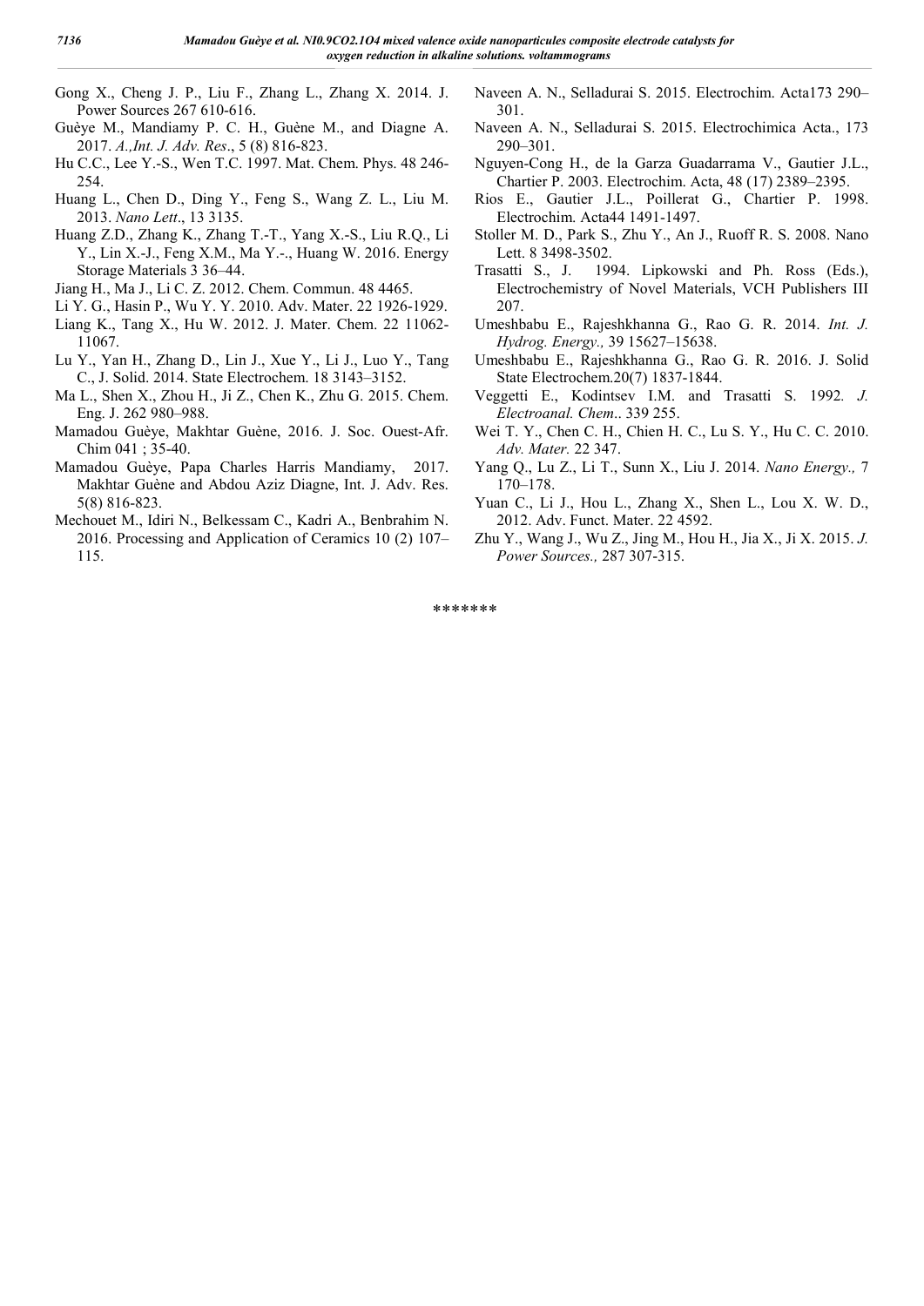Gong X., Cheng J. P., Liu F., Zhang L., Zhang X. 2014. J. Power Sources 267 610-616.

Guèye M., Mandiamy P. C. H., Guène M., and Diagne A. 2017. *A.,Int. J. Adv. Res*., 5 (8) 816-823.

Hu C.C., Lee Y.-S., Wen T.C. 1997. Mat. Chem. Phys. 48 246-254.

Huang L., Chen D., Ding Y., Feng S., Wang Z. L., Liu M. 2013. *Nano Lett*., 13 3135.

Huang Z.D., Zhang K., Zhang T.-T., Yang X.-S., Liu R.Q., Li Y., Lin X.-J., Feng X.M., Ma Y.-., Huang W. 2016. Energy Storage Materials 3 36–44.

Jiang H., Ma J., Li C. Z. 2012. Chem. Commun. 48 4465.

Li Y. G., Hasin P., Wu Y. Y. 2010. Adv. Mater. 22 1926-1929.

Liang K., Tang X., Hu W. 2012. J. Mater. Chem. 22 11062-11067.

Lu Y., Yan H., Zhang D., Lin J., Xue Y., Li J., Luo Y., Tang C., J. Solid. 2014. State Electrochem. 18 3143–3152.

Ma L., Shen X., Zhou H., Ji Z., Chen K., Zhu G. 2015. Chem. Eng. J. 262 980–988.

Mamadou Guèye, Makhtar Guène, 2016. J. Soc. Ouest-Afr. Chim 041 ; 35-40.

Mamadou Guèye, Papa Charles Harris Mandiamy, 2017. Makhtar Guène and Abdou Aziz Diagne, Int. J. Adv. Res. 5(8) 816-823.

Mechouet M., Idiri N., Belkessam C., Kadri A., Benbrahim N. 2016. Processing and Application of Ceramics 10 (2) 107–115.

Naveen A. N., Selladurai S. 2015. Electrochim. Acta173 290–301.

Naveen A. N., Selladurai S. 2015. Electrochimica Acta., 173 290–301.

Nguyen-Cong H., de la Garza Guadarrama V., Gautier J.L., Chartier P. 2003. Electrochim. Acta, 48 (17) 2389–2395.

Rios E., Gautier J.L., Poillerat G., Chartier P. 1998. Electrochim. Acta44 1491-1497.

Stoller M. D., Park S., Zhu Y., An J., Ruoff R. S. 2008. Nano Lett. 8 3498-3502.

Trasatti S., J. 1994. Lipkowski and Ph. Ross (Eds.), Electrochemistry of Novel Materials, VCH Publishers III 207.

Umeshbabu E., Rajeshkhanna G., Rao G. R. 2014. *Int. J. Hydrog. Energy.,* 39 15627–15638.

Umeshbabu E., Rajeshkhanna G., Rao G. R. 2016. J. Solid State Electrochem.20(7) 1837-1844.

Veggetti E., Kodintsev I.M. and Trasatti S. 1992*. J. Electroanal. Chem*.. 339 255.

Wei T. Y., Chen C. H., Chien H. C., Lu S. Y., Hu C. C. 2010. *Adv. Mater.* 22 347.

Yang Q., Lu Z., Li T., Sunn X., Liu J. 2014. *Nano Energy.,* 7 170–178.

Yuan C., Li J., Hou L., Zhang X., Shen L., Lou X. W. D., 2012. Adv. Funct. Mater. 22 4592.

Zhu Y., Wang J., Wu Z., Jing M., Hou H., Jia X., Ji X. 2015. *J. Power Sources.,* 287 307-315.

*******